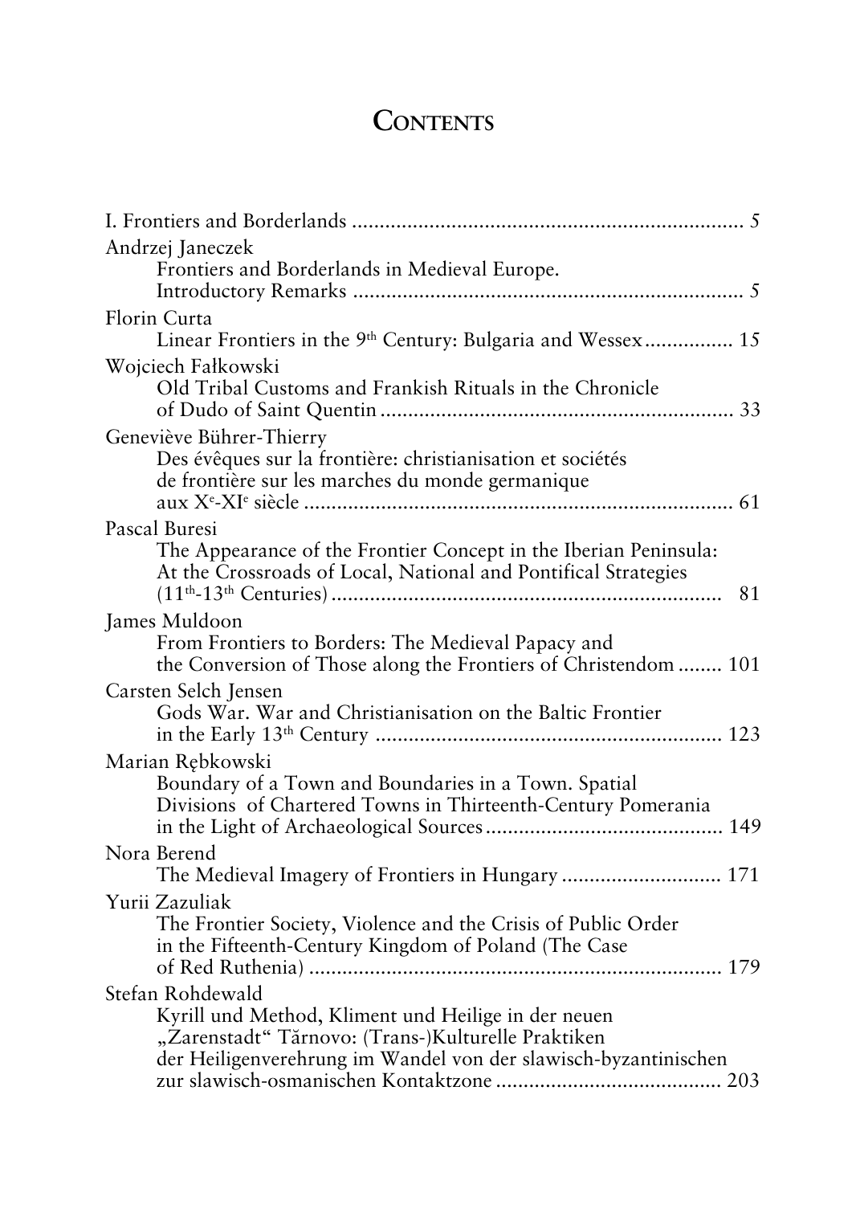# Contents

I. Frontiers and Borderlands ........................................................................ 5

Andrzej Janeczek
Frontiers and Borderlands in Medieval Europe. Introductory Remarks ........................................................................ 5

Florin Curta
Linear Frontiers in the 9th Century: Bulgaria and Wessex ................ 15

Wojciech Fałkowski
Old Tribal Customs and Frankish Rituals in the Chronicle of Dudo of Saint Quentin ................................................................ 33

Geneviève Bührer-Thierry
Des évêques sur la frontière: christianisation et sociétés de frontière sur les marches du monde germanique aux Xe-XIe siècle ................................................................ 61

Pascal Buresi
The Appearance of the Frontier Concept in the Iberian Peninsula: At the Crossroads of Local, National and Pontifical Strategies (11th-13th Centuries) ........................................................................ 81

James Muldoon
From Frontiers to Borders: The Medieval Papacy and the Conversion of Those along the Frontiers of Christendom ........ 101

Carsten Selch Jensen
Gods War. War and Christianisation on the Baltic Frontier in the Early 13th Century ................................................................ 123

Marian Rębkowski
Boundary of a Town and Boundaries in a Town. Spatial Divisions of Chartered Towns in Thirteenth-Century Pomerania in the Light of Archaeological Sources .......................................... 149

Nora Berend
The Medieval Imagery of Frontiers in Hungary ............................ 171

Yurii Zazuliak
The Frontier Society, Violence and the Crisis of Public Order in the Fifteenth-Century Kingdom of Poland (The Case of Red Ruthenia) ........................................................................ 179

Stefan Rohdewald
Kyrill und Method, Kliment und Heilige in der neuen „Zarenstadt“ Tărnovo: (Trans-)Kulturelle Praktiken der Heiligenverehrung im Wandel von der slawisch-byzantinischen zur slawisch-osmanischen Kontaktzone ........................................ 203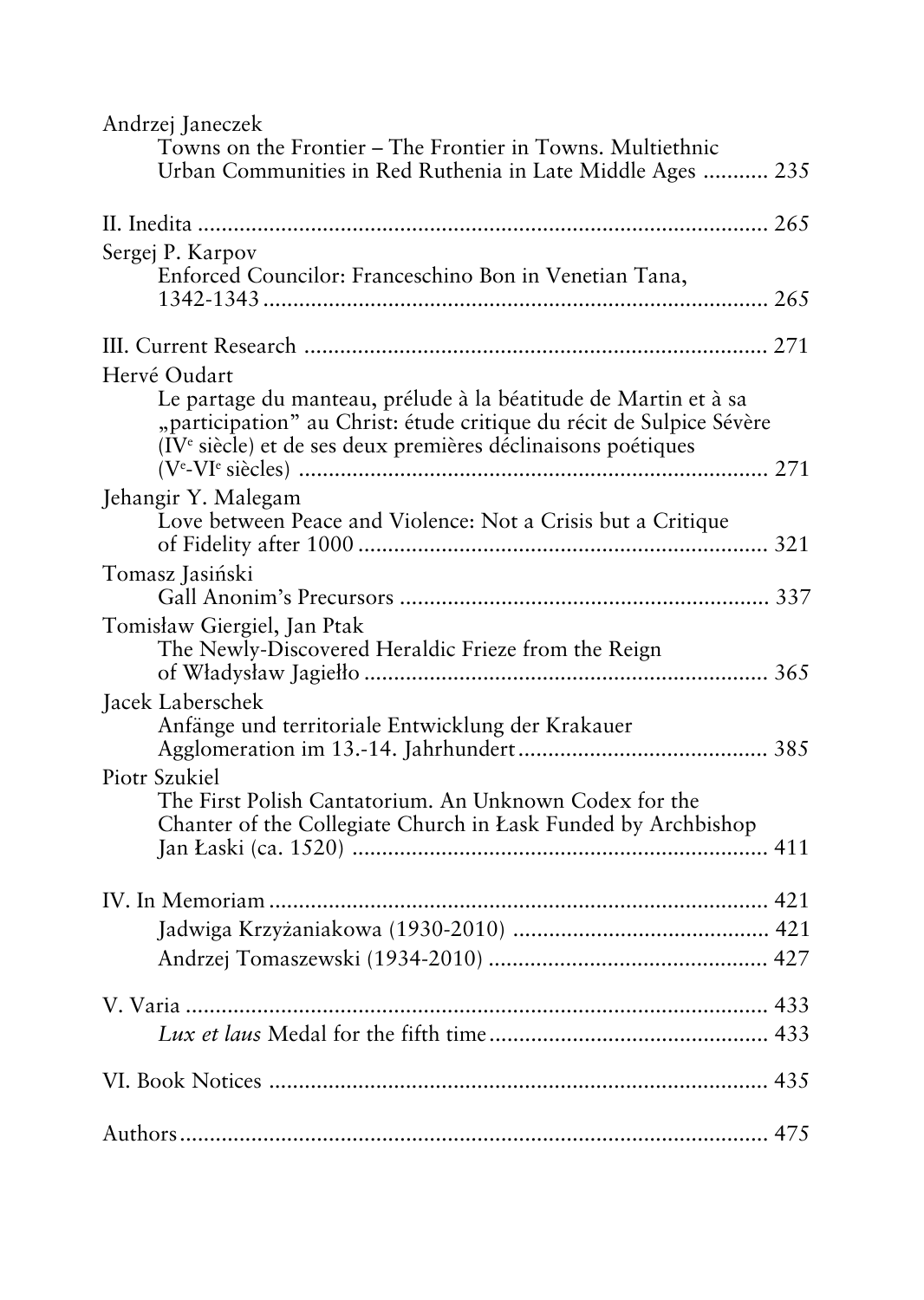Andrzej Janeczek
Towns on the Frontier – The Frontier in Towns. Multiethnic Urban Communities in Red Ruthenia in Late Middle Ages ........... 235

II. Inedita ........................................................................................ 265

Sergej P. Karpov
Enforced Councilor: Franceschino Bon in Venetian Tana, 1342-1343 ........................................................................................ 265

III. Current Research ........................................................................ 271

Hervé Oudart
Le partage du manteau, prélude à la béatitude de Martin et à sa „participation" au Christ: étude critique du récit de Sulpice Sévère (IVe siècle) et de ses deux premières déclinaisons poétiques (Ve-VIe siècles) ........................................................................ 271

Jehangir Y. Malegam
Love between Peace and Violence: Not a Crisis but a Critique of Fidelity after 1000 ..................................................................... 321

Tomasz Jasiński
Gall Anonim's Precursors ............................................................. 337

Tomisław Giergiel, Jan Ptak
The Newly-Discovered Heraldic Frieze from the Reign of Władysław Jagiełło .................................................................... 365

Jacek Laberschek
Anfänge und territoriale Entwicklung der Krakauer Agglomeration im 13.-14. Jahrhundert ......................................... 385

Piotr Szukiel
The First Polish Cantatorium. An Unknown Codex for the Chanter of the Collegiate Church in Łask Funded by Archbishop Jan Łaski (ca. 1520) ...................................................................... 411

IV. In Memoriam ................................................................................ 421

Jadwiga Krzyżaniakowa (1930-2010) .......................................... 421

Andrzej Tomaszewski (1934-2010) ............................................. 427

V. Varia ............................................................................................. 433

*Lux et laus* Medal for the fifth time ............................................. 433

VI. Book Notices ................................................................................ 435

Authors ............................................................................................. 475